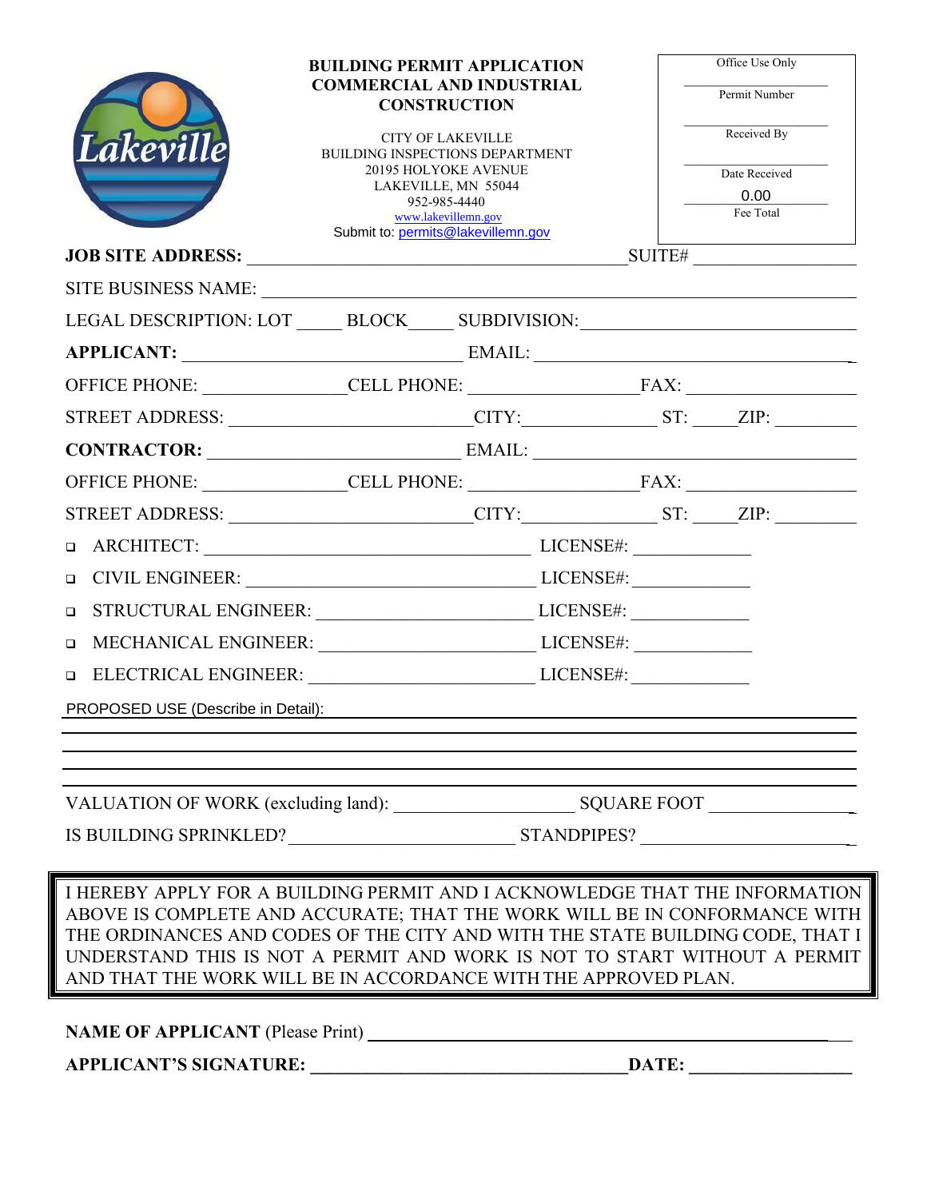Lakeville

# BUILDING PERMIT APPLICATION
## COMMERCIAL AND INDUSTRIAL CONSTRUCTION

CITY OF LAKEVILLE
BUILDING INSPECTIONS DEPARTMENT
20195 HOLYOKE AVENUE
LAKEVILLE, MN 55044
952-985-4440
www.lakevillemn.gov
Submit to: permits@lakevillemn.gov

| Office Use Only |
|---|
| Permit Number |
| Received By |
| Date Received |
| 0.00 |
| Fee Total |

**JOB SITE ADDRESS:** ____________________________________________ SUITE# ______________

SITE BUSINESS NAME: ____________________________________________________________

LEGAL DESCRIPTION: LOT _____ BLOCK_____ SUBDIVISION:______________________________

**APPLICANT:** ________________________________ EMAIL: _________________________________

OFFICE PHONE: _______________CELL PHONE: _________________FAX: __________________

STREET ADDRESS: ___________________________CITY:______________ ST: _____ZIP: _________

**CONTRACTOR:** ______________________________ EMAIL: _________________________________

OFFICE PHONE: _______________CELL PHONE: _________________FAX: __________________

STREET ADDRESS: ___________________________CITY:______________ ST: _____ZIP: _________

- ☐ ARCHITECT: _____________________________________ LICENSE#: _____________
- ☐ CIVIL ENGINEER: _________________________________ LICENSE#: _____________
- ☐ STRUCTURAL ENGINEER: ___________________________ LICENSE#: _____________
- ☐ MECHANICAL ENGINEER: ___________________________ LICENSE#: _____________
- ☐ ELECTRICAL ENGINEER: ____________________________ LICENSE#: _____________

PROPOSED USE (Describe in Detail): ____________________________________________________

______________________________________________________________________________

______________________________________________________________________________

______________________________________________________________________________

VALUATION OF WORK (excluding land): ____________________ SQUARE FOOT ________________

IS BUILDING SPRINKLED?________________________ STANDPIPES? _______________________

I HEREBY APPLY FOR A BUILDING PERMIT AND I ACKNOWLEDGE THAT THE INFORMATION ABOVE IS COMPLETE AND ACCURATE; THAT THE WORK WILL BE IN CONFORMANCE WITH THE ORDINANCES AND CODES OF THE CITY AND WITH THE STATE BUILDING CODE, THAT I UNDERSTAND THIS IS NOT A PERMIT AND WORK IS NOT TO START WITHOUT A PERMIT AND THAT THE WORK WILL BE IN ACCORDANCE WITH THE APPROVED PLAN.

**NAME OF APPLICANT** (Please Print) ______________________________________________________

**APPLICANT'S SIGNATURE:** ___________________________________**DATE:** _________________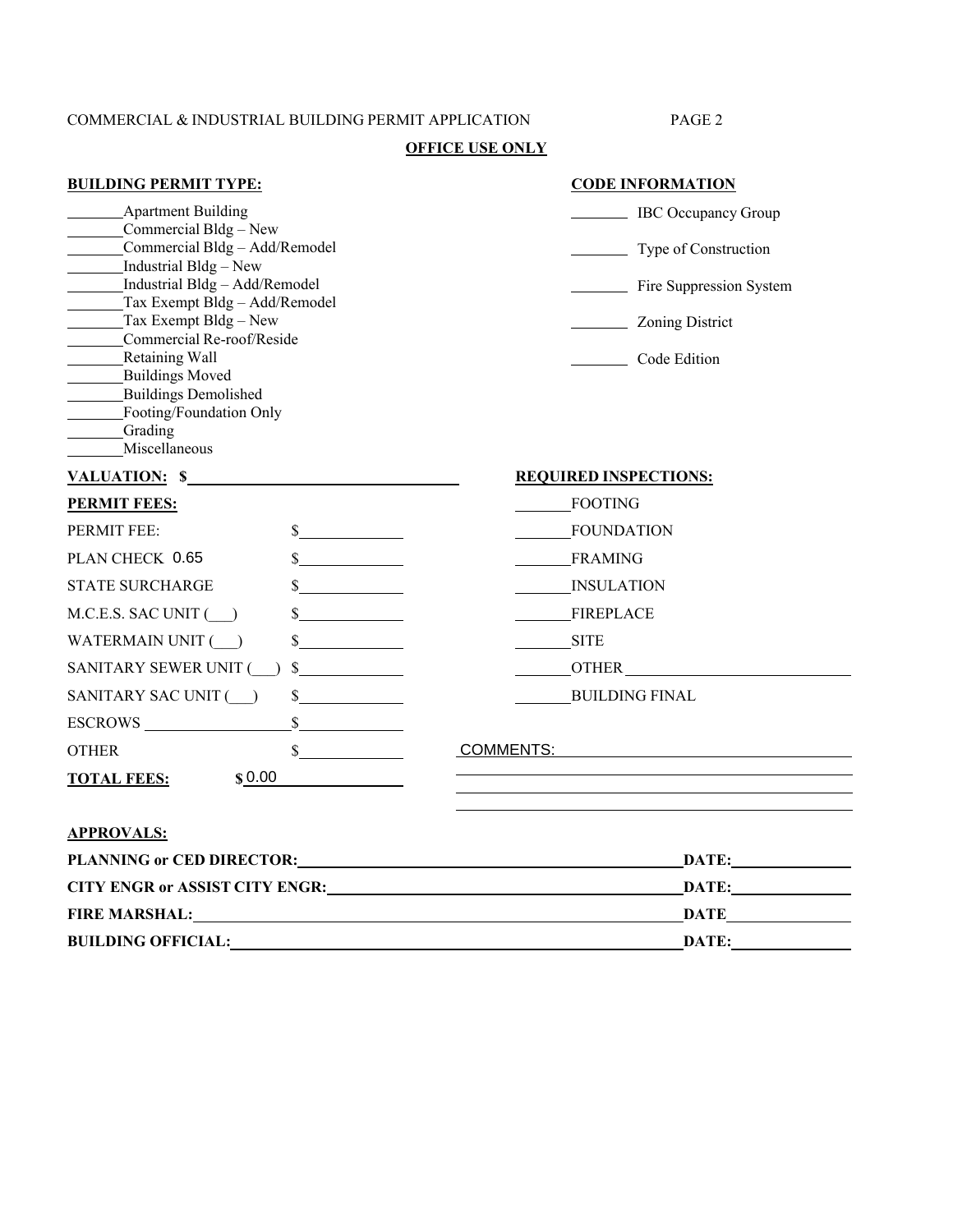COMMERCIAL & INDUSTRIAL BUILDING PERMIT APPLICATION PAGE 2

**OFFICE USE ONLY**

**BUILDING PERMIT TYPE:**

_______Apartment Building
_______Commercial Bldg – New
_______Commercial Bldg – Add/Remodel
_______Industrial Bldg – New
_______Industrial Bldg – Add/Remodel
_______Tax Exempt Bldg – Add/Remodel
_______Tax Exempt Bldg – New
_______Commercial Re-roof/Reside
_______Retaining Wall
_______Buildings Moved
_______Buildings Demolished
_______Footing/Foundation Only
_______Grading
_______Miscellaneous

**CODE INFORMATION**

_______ IBC Occupancy Group

_______ Type of Construction

_______ Fire Suppression System

_______ Zoning District

_______ Code Edition

**VALUATION: $**_______________________

**PERMIT FEES:**

| | |
|---|---|
| PERMIT FEE: | $ |
| PLAN CHECK 0.65 | $ |
| STATE SURCHARGE | $ |
| M.C.E.S. SAC UNIT (___) | $ |
| WATERMAIN UNIT (___) | $ |
| SANITARY SEWER UNIT (___) | $ |
| SANITARY SAC UNIT (___) | $ |
| ESCROWS _______________ | $ |
| OTHER | $ |
| **TOTAL FEES:** | $ 0.00 |

**REQUIRED INSPECTIONS:**

_______FOOTING
_______FOUNDATION
_______FRAMING
_______INSULATION
_______FIREPLACE
_______SITE
_______OTHER _______________
_______BUILDING FINAL

COMMENTS: _______________________________

**APPROVALS:**

**PLANNING or CED DIRECTOR:**_______________________ **DATE:**__________

**CITY ENGR or ASSIST CITY ENGR:**_______________________ **DATE:**__________

**FIRE MARSHAL:**_______________________ **DATE**__________

**BUILDING OFFICIAL:**_______________________ **DATE:**__________